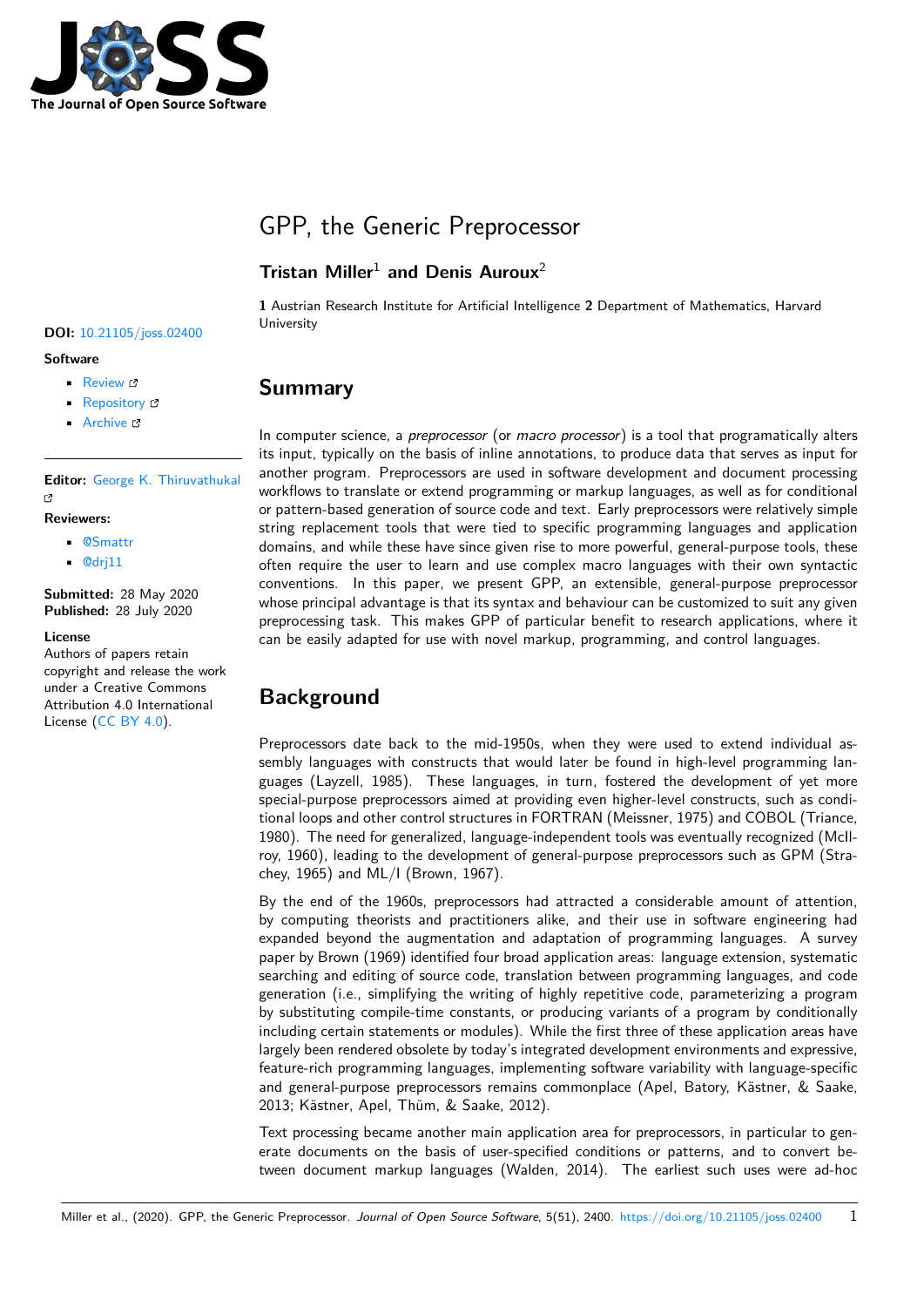# GPP, the Generic Preprocessor

**Tristan Miller**[1] **and Denis Auroux**[2]

**1** Austrian Research Institute for Artificial Intelligence **2** Department of Mathematics, Harvard University

**DOI:** 10.21105/joss.02400

**Software**

- Review
- Repository
- Archive

**Editor:** George K. Thiruvathukal

**Reviewers:**

- @Smattr
- @drj11

**Submitted:** 28 May 2020
**Published:** 28 July 2020

**License**
Authors of papers retain copyright and release the work under a Creative Commons Attribution 4.0 International License (CC BY 4.0).

## Summary

In computer science, a *preprocessor* (or *macro processor*) is a tool that programatically alters its input, typically on the basis of inline annotations, to produce data that serves as input for another program. Preprocessors are used in software development and document processing workflows to translate or extend programming or markup languages, as well as for conditional or pattern-based generation of source code and text. Early preprocessors were relatively simple string replacement tools that were tied to specific programming languages and application domains, and while these have since given rise to more powerful, general-purpose tools, these often require the user to learn and use complex macro languages with their own syntactic conventions. In this paper, we present GPP, an extensible, general-purpose preprocessor whose principal advantage is that its syntax and behaviour can be customized to suit any given preprocessing task. This makes GPP of particular benefit to research applications, where it can be easily adapted for use with novel markup, programming, and control languages.

## Background

Preprocessors date back to the mid-1950s, when they were used to extend individual assembly languages with constructs that would later be found in high-level programming languages (Layzell, 1985). These languages, in turn, fostered the development of yet more special-purpose preprocessors aimed at providing even higher-level constructs, such as conditional loops and other control structures in FORTRAN (Meissner, 1975) and COBOL (Triance, 1980). The need for generalized, language-independent tools was eventually recognized (McIlroy, 1960), leading to the development of general-purpose preprocessors such as GPM (Strachey, 1965) and ML/I (Brown, 1967).

By the end of the 1960s, preprocessors had attracted a considerable amount of attention, by computing theorists and practitioners alike, and their use in software engineering had expanded beyond the augmentation and adaptation of programming languages. A survey paper by Brown (1969) identified four broad application areas: language extension, systematic searching and editing of source code, translation between programming languages, and code generation (i.e., simplifying the writing of highly repetitive code, parameterizing a program by substituting compile-time constants, or producing variants of a program by conditionally including certain statements or modules). While the first three of these application areas have largely been rendered obsolete by today's integrated development environments and expressive, feature-rich programming languages, implementing software variability with language-specific and general-purpose preprocessors remains commonplace (Apel, Batory, Kästner, & Saake, 2013; Kästner, Apel, Thüm, & Saake, 2012).

Text processing became another main application area for preprocessors, in particular to generate documents on the basis of user-specified conditions or patterns, and to convert between document markup languages (Walden, 2014). The earliest such uses were ad-hoc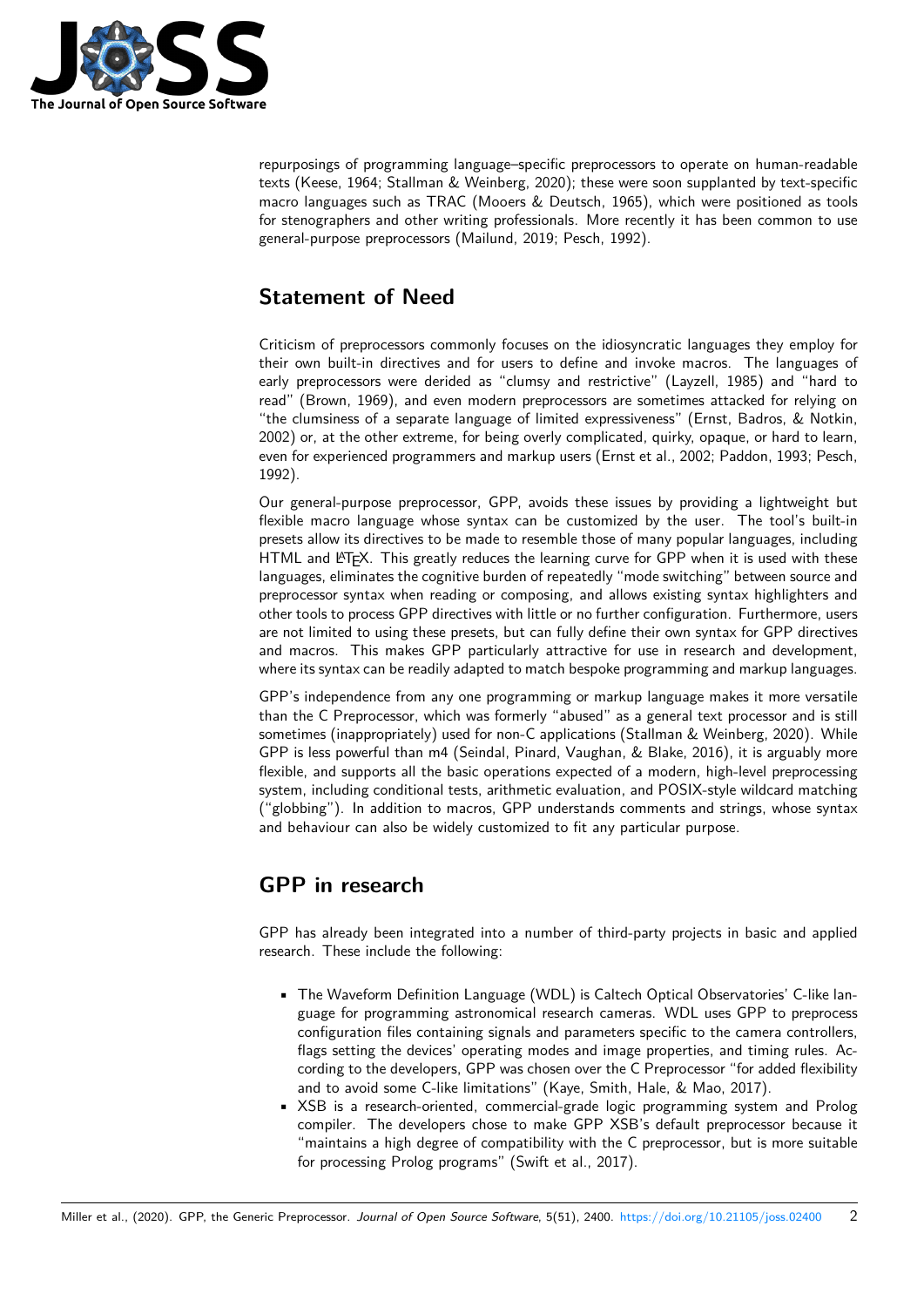repurposings of programming language–specific preprocessors to operate on human-readable texts (Keese, 1964; Stallman & Weinberg, 2020); these were soon supplanted by text-specific macro languages such as TRAC (Mooers & Deutsch, 1965), which were positioned as tools for stenographers and other writing professionals. More recently it has been common to use general-purpose preprocessors (Mailund, 2019; Pesch, 1992).

## Statement of Need

Criticism of preprocessors commonly focuses on the idiosyncratic languages they employ for their own built-in directives and for users to define and invoke macros. The languages of early preprocessors were derided as "clumsy and restrictive" (Layzell, 1985) and "hard to read" (Brown, 1969), and even modern preprocessors are sometimes attacked for relying on "the clumsiness of a separate language of limited expressiveness" (Ernst, Badros, & Notkin, 2002) or, at the other extreme, for being overly complicated, quirky, opaque, or hard to learn, even for experienced programmers and markup users (Ernst et al., 2002; Paddon, 1993; Pesch, 1992).

Our general-purpose preprocessor, GPP, avoids these issues by providing a lightweight but flexible macro language whose syntax can be customized by the user. The tool's built-in presets allow its directives to be made to resemble those of many popular languages, including HTML and LaTeX. This greatly reduces the learning curve for GPP when it is used with these languages, eliminates the cognitive burden of repeatedly "mode switching" between source and preprocessor syntax when reading or composing, and allows existing syntax highlighters and other tools to process GPP directives with little or no further configuration. Furthermore, users are not limited to using these presets, but can fully define their own syntax for GPP directives and macros. This makes GPP particularly attractive for use in research and development, where its syntax can be readily adapted to match bespoke programming and markup languages.

GPP's independence from any one programming or markup language makes it more versatile than the C Preprocessor, which was formerly "abused" as a general text processor and is still sometimes (inappropriately) used for non-C applications (Stallman & Weinberg, 2020). While GPP is less powerful than m4 (Seindal, Pinard, Vaughan, & Blake, 2016), it is arguably more flexible, and supports all the basic operations expected of a modern, high-level preprocessing system, including conditional tests, arithmetic evaluation, and POSIX-style wildcard matching ("globbing"). In addition to macros, GPP understands comments and strings, whose syntax and behaviour can also be widely customized to fit any particular purpose.

## GPP in research

GPP has already been integrated into a number of third-party projects in basic and applied research. These include the following:

- The Waveform Definition Language (WDL) is Caltech Optical Observatories' C-like language for programming astronomical research cameras. WDL uses GPP to preprocess configuration files containing signals and parameters specific to the camera controllers, flags setting the devices' operating modes and image properties, and timing rules. According to the developers, GPP was chosen over the C Preprocessor "for added flexibility and to avoid some C-like limitations" (Kaye, Smith, Hale, & Mao, 2017).
- XSB is a research-oriented, commercial-grade logic programming system and Prolog compiler. The developers chose to make GPP XSB's default preprocessor because it "maintains a high degree of compatibility with the C preprocessor, but is more suitable for processing Prolog programs" (Swift et al., 2017).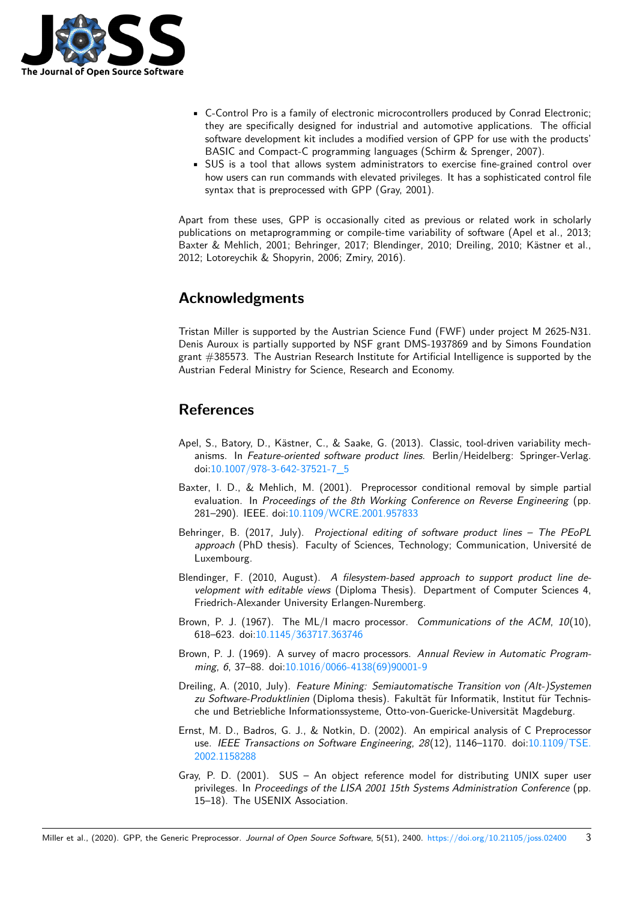- C-Control Pro is a family of electronic microcontrollers produced by Conrad Electronic; they are specifically designed for industrial and automotive applications. The official software development kit includes a modified version of GPP for use with the products' BASIC and Compact-C programming languages (Schirm & Sprenger, 2007).
- SUS is a tool that allows system administrators to exercise fine-grained control over how users can run commands with elevated privileges. It has a sophisticated control file syntax that is preprocessed with GPP (Gray, 2001).

Apart from these uses, GPP is occasionally cited as previous or related work in scholarly publications on metaprogramming or compile-time variability of software (Apel et al., 2013; Baxter & Mehlich, 2001; Behringer, 2017; Blendinger, 2010; Dreiling, 2010; Kästner et al., 2012; Lotoreychik & Shopyrin, 2006; Zmiry, 2016).

# Acknowledgments

Tristan Miller is supported by the Austrian Science Fund (FWF) under project M 2625-N31. Denis Auroux is partially supported by NSF grant DMS-1937869 and by Simons Foundation grant #385573. The Austrian Research Institute for Artificial Intelligence is supported by the Austrian Federal Ministry for Science, Research and Economy.

# References

Apel, S., Batory, D., Kästner, C., & Saake, G. (2013). Classic, tool-driven variability mechanisms. In *Feature-oriented software product lines*. Berlin/Heidelberg: Springer-Verlag. doi:10.1007/978-3-642-37521-7_5

Baxter, I. D., & Mehlich, M. (2001). Preprocessor conditional removal by simple partial evaluation. In *Proceedings of the 8th Working Conference on Reverse Engineering* (pp. 281–290). IEEE. doi:10.1109/WCRE.2001.957833

Behringer, B. (2017, July). *Projectional editing of software product lines – The PEoPL approach* (PhD thesis). Faculty of Sciences, Technology; Communication, Université de Luxembourg.

Blendinger, F. (2010, August). *A filesystem-based approach to support product line development with editable views* (Diploma Thesis). Department of Computer Sciences 4, Friedrich-Alexander University Erlangen-Nuremberg.

Brown, P. J. (1967). The ML/I macro processor. *Communications of the ACM*, *10*(10), 618–623. doi:10.1145/363717.363746

Brown, P. J. (1969). A survey of macro processors. *Annual Review in Automatic Programming*, *6*, 37–88. doi:10.1016/0066-4138(69)90001-9

Dreiling, A. (2010, July). *Feature Mining: Semiautomatische Transition von (Alt-)Systemen zu Software-Produktlinien* (Diploma thesis). Fakultät für Informatik, Institut für Technische und Betriebliche Informationssysteme, Otto-von-Guericke-Universität Magdeburg.

Ernst, M. D., Badros, G. J., & Notkin, D. (2002). An empirical analysis of C Preprocessor use. *IEEE Transactions on Software Engineering*, *28*(12), 1146–1170. doi:10.1109/TSE.2002.1158288

Gray, P. D. (2001). SUS – An object reference model for distributing UNIX super user privileges. In *Proceedings of the LISA 2001 15th Systems Administration Conference* (pp. 15–18). The USENIX Association.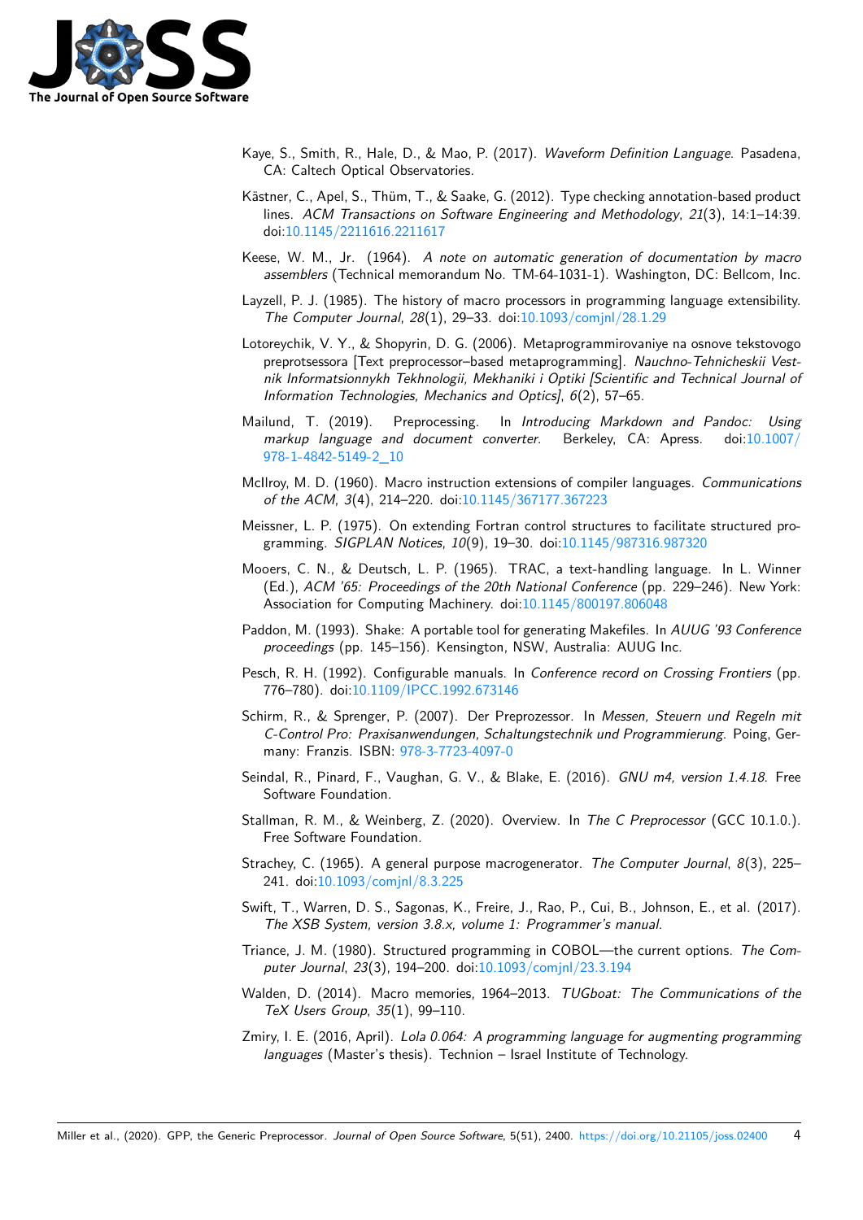Kaye, S., Smith, R., Hale, D., & Mao, P. (2017). *Waveform Definition Language*. Pasadena, CA: Caltech Optical Observatories.

Kästner, C., Apel, S., Thüm, T., & Saake, G. (2012). Type checking annotation-based product lines. *ACM Transactions on Software Engineering and Methodology*, *21*(3), 14:1–14:39. doi:10.1145/2211616.2211617

Keese, W. M., Jr. (1964). *A note on automatic generation of documentation by macro assemblers* (Technical memorandum No. TM-64-1031-1). Washington, DC: Bellcom, Inc.

Layzell, P. J. (1985). The history of macro processors in programming language extensibility. *The Computer Journal*, *28*(1), 29–33. doi:10.1093/comjnl/28.1.29

Lotoreychik, V. Y., & Shopyrin, D. G. (2006). Metaprogrammirovaniye na osnove tekstovogo preprotsessora [Text preprocessor–based metaprogramming]. *Nauchno-Tehnicheskii Vestnik Informatsionnykh Tekhnologii, Mekhaniki i Optiki [Scientific and Technical Journal of Information Technologies, Mechanics and Optics]*, *6*(2), 57–65.

Mailund, T. (2019). Preprocessing. In *Introducing Markdown and Pandoc: Using markup language and document converter*. Berkeley, CA: Apress. doi:10.1007/978-1-4842-5149-2_10

McIlroy, M. D. (1960). Macro instruction extensions of compiler languages. *Communications of the ACM*, *3*(4), 214–220. doi:10.1145/367177.367223

Meissner, L. P. (1975). On extending Fortran control structures to facilitate structured programming. *SIGPLAN Notices*, *10*(9), 19–30. doi:10.1145/987316.987320

Mooers, C. N., & Deutsch, L. P. (1965). TRAC, a text-handling language. In L. Winner (Ed.), *ACM '65: Proceedings of the 20th National Conference* (pp. 229–246). New York: Association for Computing Machinery. doi:10.1145/800197.806048

Paddon, M. (1993). Shake: A portable tool for generating Makefiles. In *AUUG '93 Conference proceedings* (pp. 145–156). Kensington, NSW, Australia: AUUG Inc.

Pesch, R. H. (1992). Configurable manuals. In *Conference record on Crossing Frontiers* (pp. 776–780). doi:10.1109/IPCC.1992.673146

Schirm, R., & Sprenger, P. (2007). Der Preprozessor. In *Messen, Steuern und Regeln mit C-Control Pro: Praxisanwendungen, Schaltungstechnik und Programmierung*. Poing, Germany: Franzis. ISBN: 978-3-7723-4097-0

Seindal, R., Pinard, F., Vaughan, G. V., & Blake, E. (2016). *GNU m4, version 1.4.18*. Free Software Foundation.

Stallman, R. M., & Weinberg, Z. (2020). Overview. In *The C Preprocessor* (GCC 10.1.0.). Free Software Foundation.

Strachey, C. (1965). A general purpose macrogenerator. *The Computer Journal*, *8*(3), 225–241. doi:10.1093/comjnl/8.3.225

Swift, T., Warren, D. S., Sagonas, K., Freire, J., Rao, P., Cui, B., Johnson, E., et al. (2017). *The XSB System, version 3.8.x, volume 1: Programmer's manual*.

Triance, J. M. (1980). Structured programming in COBOL—the current options. *The Computer Journal*, *23*(3), 194–200. doi:10.1093/comjnl/23.3.194

Walden, D. (2014). Macro memories, 1964–2013. *TUGboat: The Communications of the TeX Users Group*, *35*(1), 99–110.

Zmiry, I. E. (2016, April). *Lola 0.064: A programming language for augmenting programming languages* (Master's thesis). Technion – Israel Institute of Technology.